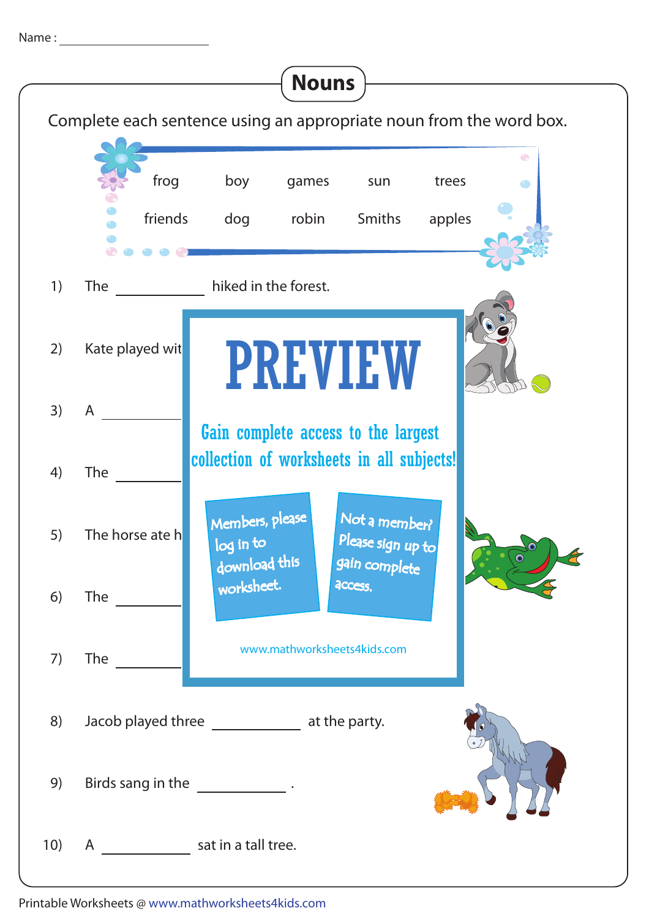Name : ____________________

# Nouns

Complete each sentence using an appropriate noun from the word box.

| frog | boy | games | sun | trees |
| --- | --- | --- | --- | --- |
| friends | dog | robin | Smiths | apples |

1) The ____________ hiked in the forest.

2) Kate played wit

3) A ____________

4) The ____________

5) The horse ate h

6) The ____________

7) The ____________

PREVIEW

Gain complete access to the largest collection of worksheets in all subjects!

Members, please log in to download this worksheet.

Not a member? Please sign up to gain complete access.

www.mathworksheets4kids.com

8) Jacob played three ____________ at the party.

9) Birds sang in the ____________ .

10) A ____________ sat in a tall tree.

Printable Worksheets @ www.mathworksheets4kids.com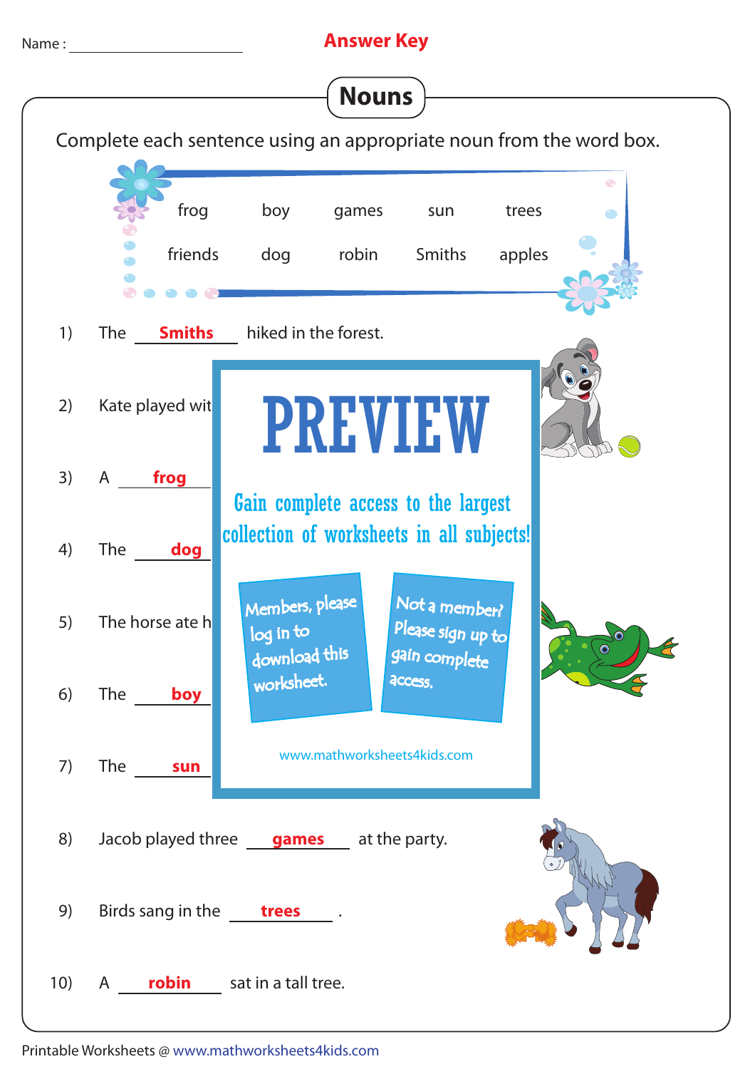Name : ____________________

**Answer Key**

# Nouns

Complete each sentence using an appropriate noun from the word box.

| | | | | |
|---|---|---|---|---|
| frog | boy | games | sun | trees |
| friends | dog | robin | Smiths | apples |

1) The **Smiths** hiked in the forest.

2) Kate played wit

3) A **frog**

4) The **dog**

5) The horse ate h

6) The **boy**

7) The **sun**

8) Jacob played three **games** at the party.

9) Birds sang in the **trees** .

10) A **robin** sat in a tall tree.

PREVIEW

Gain complete access to the largest collection of worksheets in all subjects!

Members, please log in to download this worksheet.

Not a member? Please sign up to gain complete access.

www.mathworksheets4kids.com

Printable Worksheets @ www.mathworksheets4kids.com